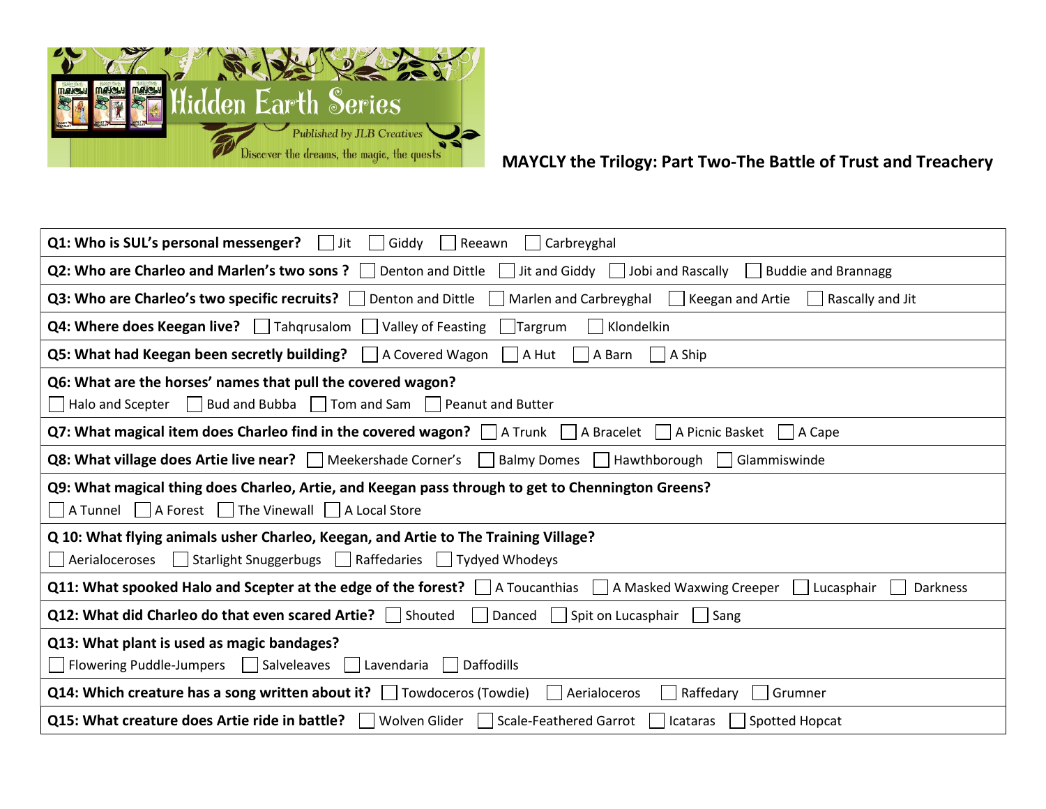Hidden Earth Series

*Published by JLB Creatives*

*Discover the dreams, the magic, the quests*

## MAYCLY the Trilogy: Part Two-The Battle of Trust and Treachery

**Q1: Who is SUL's personal messenger?** ☐ Jit ☐ Giddy ☐ Reeawn ☐ Carbreyghal

**Q2: Who are Charleo and Marlen's two sons ?** ☐ Denton and Dittle ☐ Jit and Giddy ☐ Jobi and Rascally ☐ Buddie and Brannagg

**Q3: Who are Charleo's two specific recruits?** ☐ Denton and Dittle ☐ Marlen and Carbreyghal ☐ Keegan and Artie ☐ Rascally and Jit

**Q4: Where does Keegan live?** ☐ Tahqrusalom ☐ Valley of Feasting ☐ Targrum ☐ Klondelkin

**Q5: What had Keegan been secretly building?** ☐ A Covered Wagon ☐ A Hut ☐ A Barn ☐ A Ship

**Q6: What are the horses' names that pull the covered wagon?**
☐ Halo and Scepter ☐ Bud and Bubba ☐ Tom and Sam ☐ Peanut and Butter

**Q7: What magical item does Charleo find in the covered wagon?** ☐ A Trunk ☐ A Bracelet ☐ A Picnic Basket ☐ A Cape

**Q8: What village does Artie live near?** ☐ Meekershade Corner's ☐ Balmy Domes ☐ Hawthborough ☐ Glammiswinde

**Q9: What magical thing does Charleo, Artie, and Keegan pass through to get to Chennington Greens?**
☐ A Tunnel ☐ A Forest ☐ The Vinewall ☐ A Local Store

**Q 10: What flying animals usher Charleo, Keegan, and Artie to The Training Village?**
☐ Aerialoceroses ☐ Starlight Snuggerbugs ☐ Raffedaries ☐ Tydyed Whodeys

**Q11: What spooked Halo and Scepter at the edge of the forest?** ☐ A Toucanthias ☐ A Masked Waxwing Creeper ☐ Lucasphair ☐ Darkness

**Q12: What did Charleo do that even scared Artie?** ☐ Shouted ☐ Danced ☐ Spit on Lucasphair ☐ Sang

**Q13: What plant is used as magic bandages?**
☐ Flowering Puddle-Jumpers ☐ Salveleaves ☐ Lavendaria ☐ Daffodills

**Q14: Which creature has a song written about it?** ☐ Towdoceros (Towdie) ☐ Aerialoceros ☐ Raffedary ☐ Grumner

**Q15: What creature does Artie ride in battle?** ☐ Wolven Glider ☐ Scale-Feathered Garrot ☐ Icataras ☐ Spotted Hopcat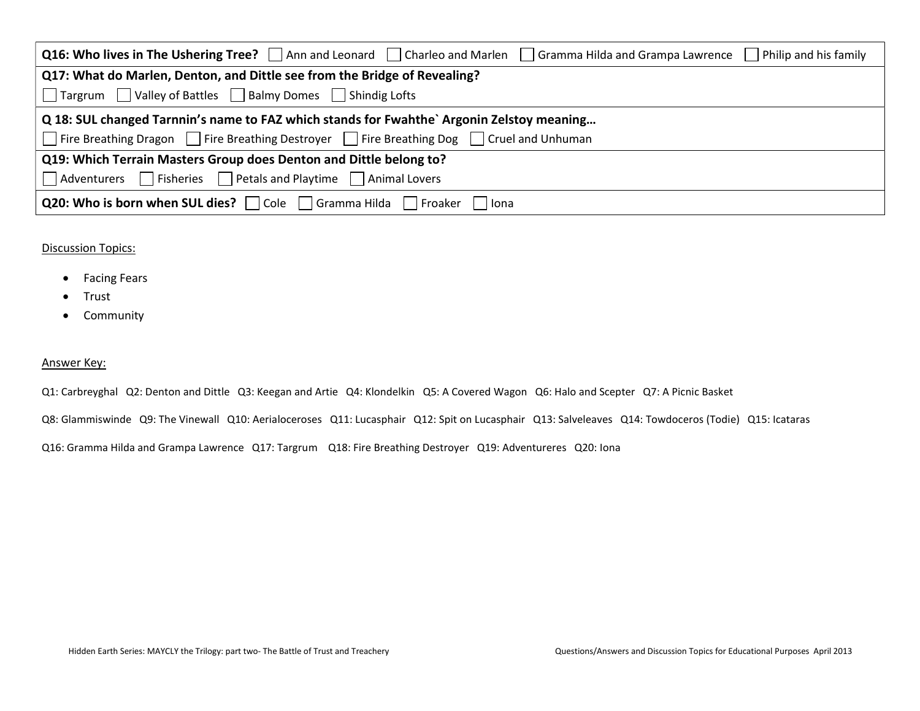| | |
|---|---|
| **Q16: Who lives in The Ushering Tree?** ☐ Ann and Leonard ☐ Charleo and Marlen ☐ Gramma Hilda and Grampa Lawrence ☐ Philip and his family | |
| **Q17: What do Marlen, Denton, and Dittle see from the Bridge of Revealing?** | ☐ Targrum ☐ Valley of Battles ☐ Balmy Domes ☐ Shindig Lofts |
| **Q 18: SUL changed Tarnnin's name to FAZ which stands for Fwahthe` Argonin Zelstoy meaning…** | ☐ Fire Breathing Dragon ☐ Fire Breathing Destroyer ☐ Fire Breathing Dog ☐ Cruel and Unhuman |
| **Q19: Which Terrain Masters Group does Denton and Dittle belong to?** | ☐ Adventurers ☐ Fisheries ☐ Petals and Playtime ☐ Animal Lovers |
| **Q20: Who is born when SUL dies?** ☐ Cole ☐ Gramma Hilda ☐ Froaker ☐ Iona | |

Discussion Topics:

- Facing Fears
- Trust
- Community

Answer Key:

Q1: Carbreyghal Q2: Denton and Dittle Q3: Keegan and Artie Q4: Klondelkin Q5: A Covered Wagon Q6: Halo and Scepter Q7: A Picnic Basket

Q8: Glammiswinde Q9: The Vinewall Q10: Aerialoceroses Q11: Lucasphair Q12: Spit on Lucasphair Q13: Salveleaves Q14: Towdoceros (Todie) Q15: Icataras

Q16: Gramma Hilda and Grampa Lawrence Q17: Targrum Q18: Fire Breathing Destroyer Q19: Adventureres Q20: Iona